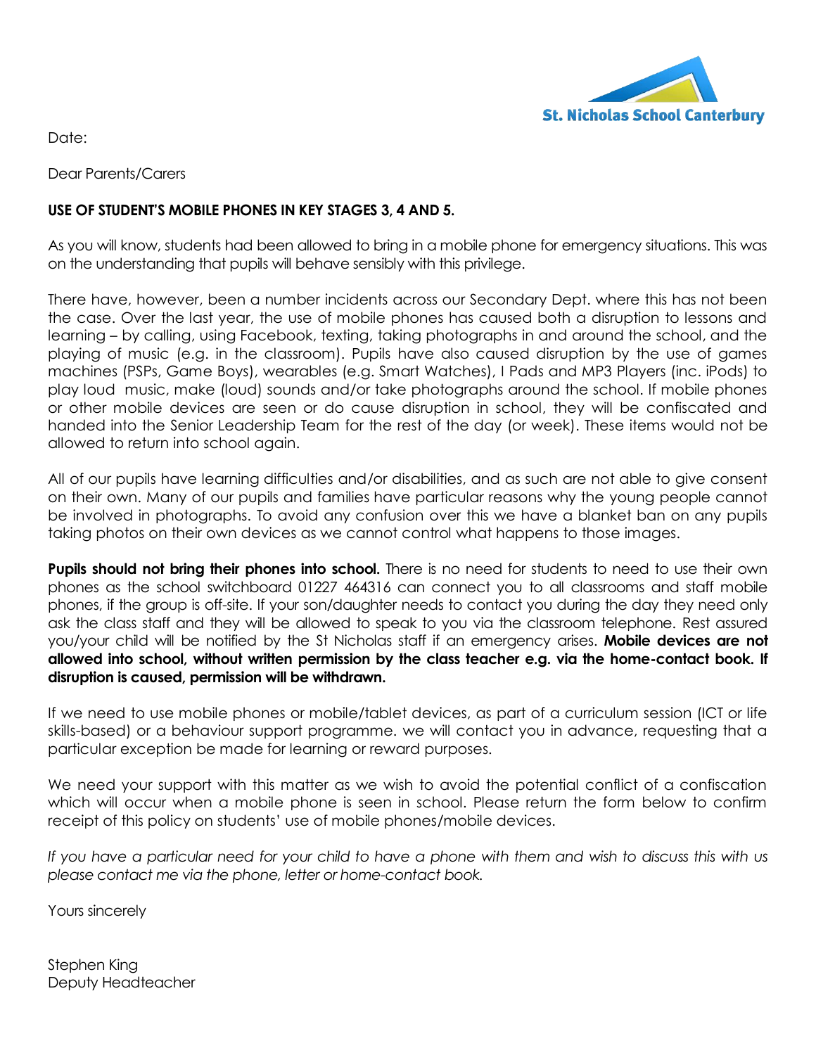St. Nicholas School Canterbury

Date:

Dear Parents/Carers

**USE OF STUDENT'S MOBILE PHONES IN KEY STAGES 3, 4 AND 5.**

As you will know, students had been allowed to bring in a mobile phone for emergency situations. This was on the understanding that pupils will behave sensibly with this privilege.

There have, however, been a number incidents across our Secondary Dept. where this has not been the case. Over the last year, the use of mobile phones has caused both a disruption to lessons and learning – by calling, using Facebook, texting, taking photographs in and around the school, and the playing of music (e.g. in the classroom). Pupils have also caused disruption by the use of games machines (PSPs, Game Boys), wearables (e.g. Smart Watches), I Pads and MP3 Players (inc. iPods) to play loud music, make (loud) sounds and/or take photographs around the school. If mobile phones or other mobile devices are seen or do cause disruption in school, they will be confiscated and handed into the Senior Leadership Team for the rest of the day (or week). These items would not be allowed to return into school again.

All of our pupils have learning difficulties and/or disabilities, and as such are not able to give consent on their own. Many of our pupils and families have particular reasons why the young people cannot be involved in photographs. To avoid any confusion over this we have a blanket ban on any pupils taking photos on their own devices as we cannot control what happens to those images.

**Pupils should not bring their phones into school.** There is no need for students to need to use their own phones as the school switchboard 01227 464316 can connect you to all classrooms and staff mobile phones, if the group is off-site. If your son/daughter needs to contact you during the day they need only ask the class staff and they will be allowed to speak to you via the classroom telephone. Rest assured you/your child will be notified by the St Nicholas staff if an emergency arises. **Mobile devices are not allowed into school, without written permission by the class teacher e.g. via the home-contact book. If disruption is caused, permission will be withdrawn.**

If we need to use mobile phones or mobile/tablet devices, as part of a curriculum session (ICT or life skills-based) or a behaviour support programme. we will contact you in advance, requesting that a particular exception be made for learning or reward purposes.

We need your support with this matter as we wish to avoid the potential conflict of a confiscation which will occur when a mobile phone is seen in school. Please return the form below to confirm receipt of this policy on students' use of mobile phones/mobile devices.

*If you have a particular need for your child to have a phone with them and wish to discuss this with us please contact me via the phone, letter or home-contact book.*

Yours sincerely

Stephen King
Deputy Headteacher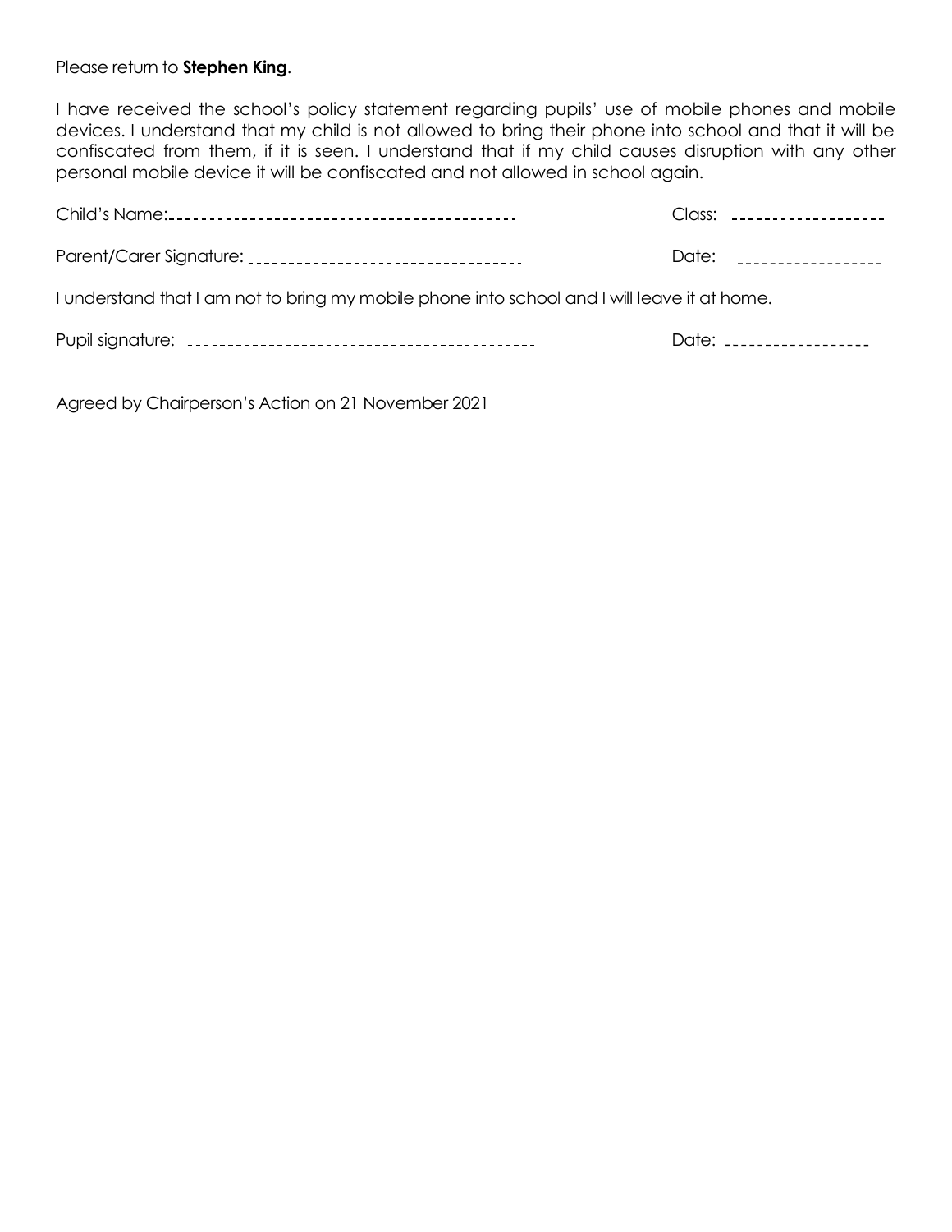Please return to **Stephen King**.

I have received the school's policy statement regarding pupils' use of mobile phones and mobile devices. I understand that my child is not allowed to bring their phone into school and that it will be confiscated from them, if it is seen. I understand that if my child causes disruption with any other personal mobile device it will be confiscated and not allowed in school again.

Child's Name: ________________________________________ Class: __________________

Parent/Carer Signature: ________________________________ Date: __________________

I understand that I am not to bring my mobile phone into school and I will leave it at home.

Pupil signature: ________________________________________ Date: __________________

Agreed by Chairperson's Action on 21 November 2021